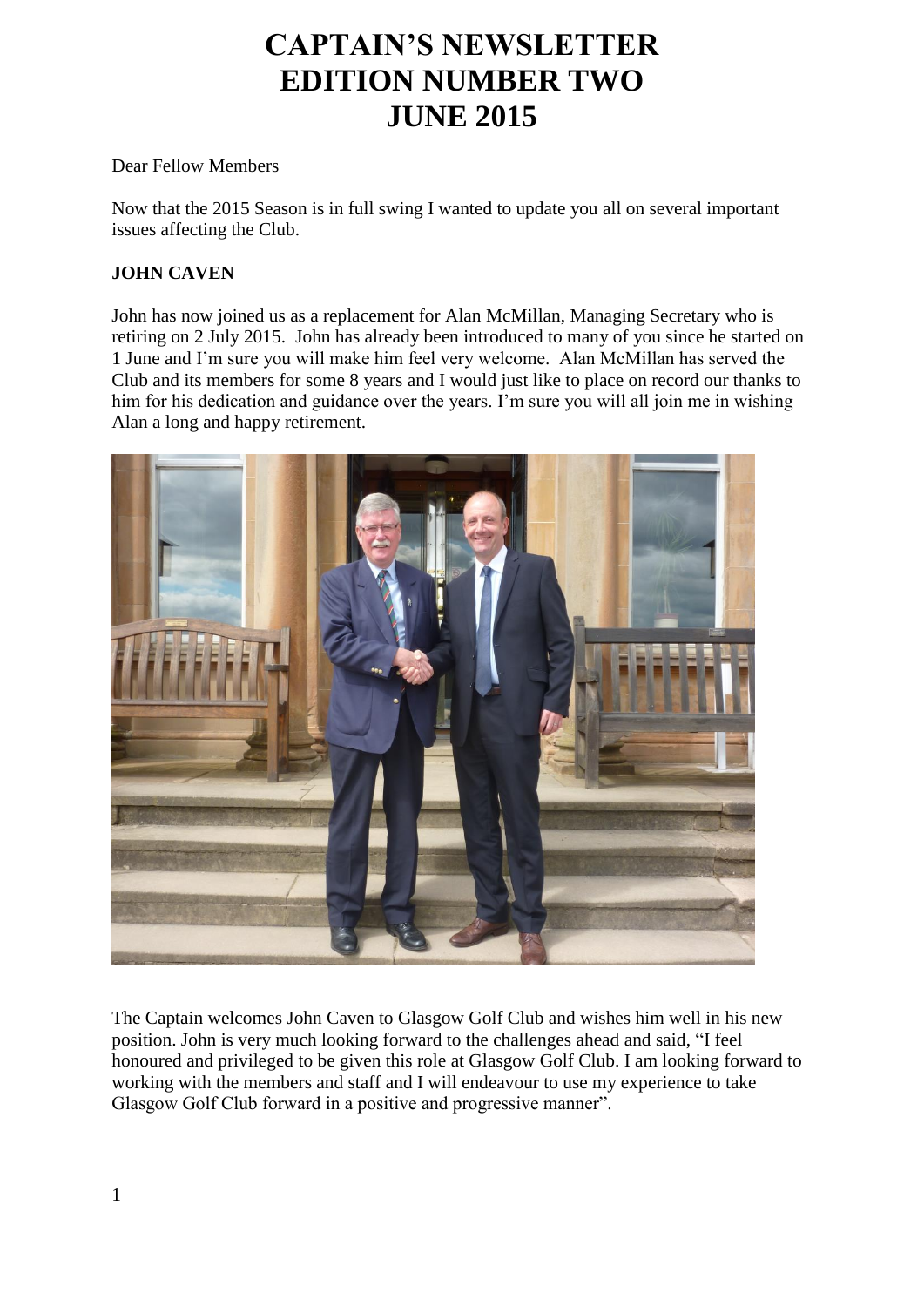# CAPTAIN'S NEWSLETTER
# EDITION NUMBER TWO
# JUNE 2015

Dear Fellow Members

Now that the 2015 Season is in full swing I wanted to update you all on several important issues affecting the Club.

**JOHN CAVEN**

John has now joined us as a replacement for Alan McMillan, Managing Secretary who is retiring on 2 July 2015. John has already been introduced to many of you since he started on 1 June and I'm sure you will make him feel very welcome. Alan McMillan has served the Club and its members for some 8 years and I would just like to place on record our thanks to him for his dedication and guidance over the years. I'm sure you will all join me in wishing Alan a long and happy retirement.

The Captain welcomes John Caven to Glasgow Golf Club and wishes him well in his new position. John is very much looking forward to the challenges ahead and said, "I feel honoured and privileged to be given this role at Glasgow Golf Club. I am looking forward to working with the members and staff and I will endeavour to use my experience to take Glasgow Golf Club forward in a positive and progressive manner".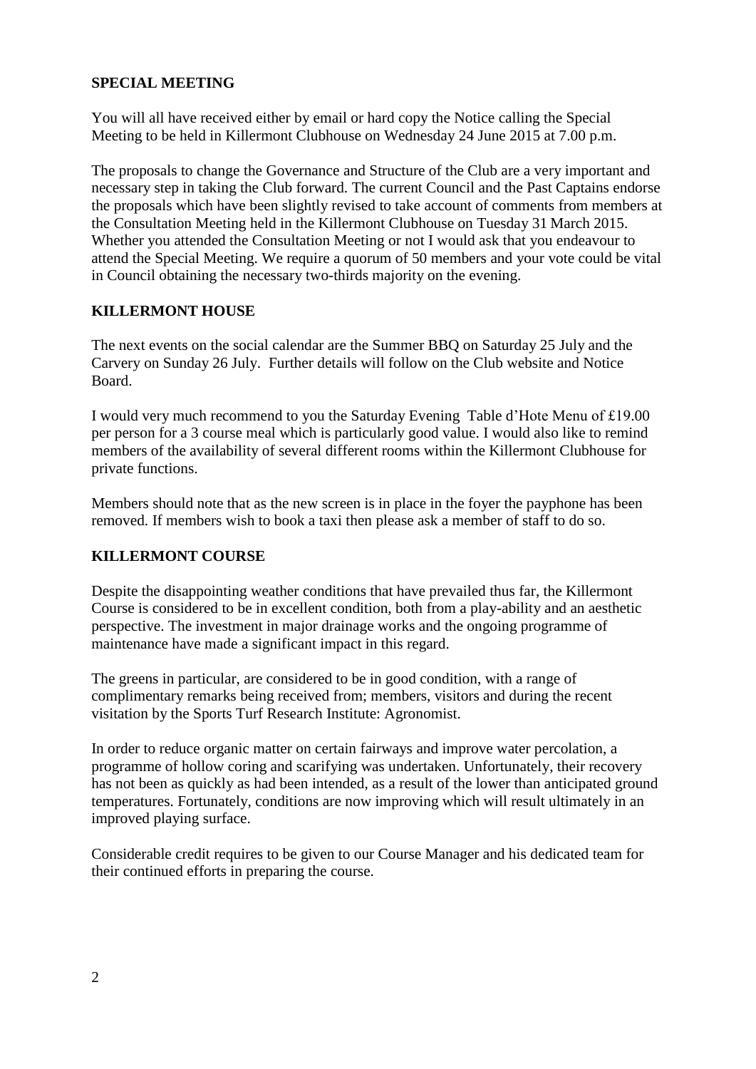**SPECIAL MEETING**

You will all have received either by email or hard copy the Notice calling the Special Meeting to be held in Killermont Clubhouse on Wednesday 24 June 2015 at 7.00 p.m.

The proposals to change the Governance and Structure of the Club are a very important and necessary step in taking the Club forward. The current Council and the Past Captains endorse the proposals which have been slightly revised to take account of comments from members at the Consultation Meeting held in the Killermont Clubhouse on Tuesday 31 March 2015. Whether you attended the Consultation Meeting or not I would ask that you endeavour to attend the Special Meeting. We require a quorum of 50 members and your vote could be vital in Council obtaining the necessary two-thirds majority on the evening.

**KILLERMONT HOUSE**

The next events on the social calendar are the Summer BBQ on Saturday 25 July and the Carvery on Sunday 26 July. Further details will follow on the Club website and Notice Board.

I would very much recommend to you the Saturday Evening Table d'Hote Menu of £19.00 per person for a 3 course meal which is particularly good value. I would also like to remind members of the availability of several different rooms within the Killermont Clubhouse for private functions.

Members should note that as the new screen is in place in the foyer the payphone has been removed. If members wish to book a taxi then please ask a member of staff to do so.

**KILLERMONT COURSE**

Despite the disappointing weather conditions that have prevailed thus far, the Killermont Course is considered to be in excellent condition, both from a play-ability and an aesthetic perspective. The investment in major drainage works and the ongoing programme of maintenance have made a significant impact in this regard.

The greens in particular, are considered to be in good condition, with a range of complimentary remarks being received from; members, visitors and during the recent visitation by the Sports Turf Research Institute: Agronomist.

In order to reduce organic matter on certain fairways and improve water percolation, a programme of hollow coring and scarifying was undertaken. Unfortunately, their recovery has not been as quickly as had been intended, as a result of the lower than anticipated ground temperatures. Fortunately, conditions are now improving which will result ultimately in an improved playing surface.

Considerable credit requires to be given to our Course Manager and his dedicated team for their continued efforts in preparing the course.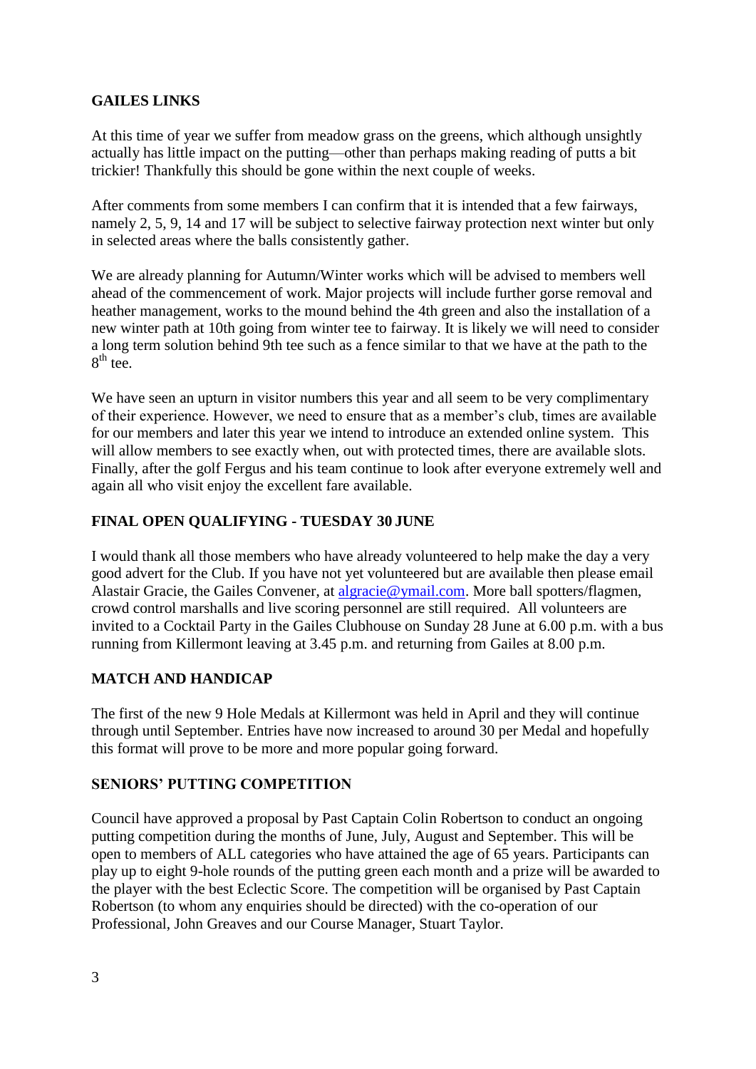## GAILES LINKS

At this time of year we suffer from meadow grass on the greens, which although unsightly actually has little impact on the putting—other than perhaps making reading of putts a bit trickier! Thankfully this should be gone within the next couple of weeks.

After comments from some members I can confirm that it is intended that a few fairways, namely 2, 5, 9, 14 and 17 will be subject to selective fairway protection next winter but only in selected areas where the balls consistently gather.

We are already planning for Autumn/Winter works which will be advised to members well ahead of the commencement of work. Major projects will include further gorse removal and heather management, works to the mound behind the 4th green and also the installation of a new winter path at 10th going from winter tee to fairway. It is likely we will need to consider a long term solution behind 9th tee such as a fence similar to that we have at the path to the 8th tee.

We have seen an upturn in visitor numbers this year and all seem to be very complimentary of their experience. However, we need to ensure that as a member's club, times are available for our members and later this year we intend to introduce an extended online system. This will allow members to see exactly when, out with protected times, there are available slots. Finally, after the golf Fergus and his team continue to look after everyone extremely well and again all who visit enjoy the excellent fare available.

## FINAL OPEN QUALIFYING - TUESDAY 30 JUNE

I would thank all those members who have already volunteered to help make the day a very good advert for the Club. If you have not yet volunteered but are available then please email Alastair Gracie, the Gailes Convener, at algracie@ymail.com. More ball spotters/flagmen, crowd control marshalls and live scoring personnel are still required. All volunteers are invited to a Cocktail Party in the Gailes Clubhouse on Sunday 28 June at 6.00 p.m. with a bus running from Killermont leaving at 3.45 p.m. and returning from Gailes at 8.00 p.m.

## MATCH AND HANDICAP

The first of the new 9 Hole Medals at Killermont was held in April and they will continue through until September. Entries have now increased to around 30 per Medal and hopefully this format will prove to be more and more popular going forward.

## SENIORS' PUTTING COMPETITION

Council have approved a proposal by Past Captain Colin Robertson to conduct an ongoing putting competition during the months of June, July, August and September. This will be open to members of ALL categories who have attained the age of 65 years. Participants can play up to eight 9-hole rounds of the putting green each month and a prize will be awarded to the player with the best Eclectic Score. The competition will be organised by Past Captain Robertson (to whom any enquiries should be directed) with the co-operation of our Professional, John Greaves and our Course Manager, Stuart Taylor.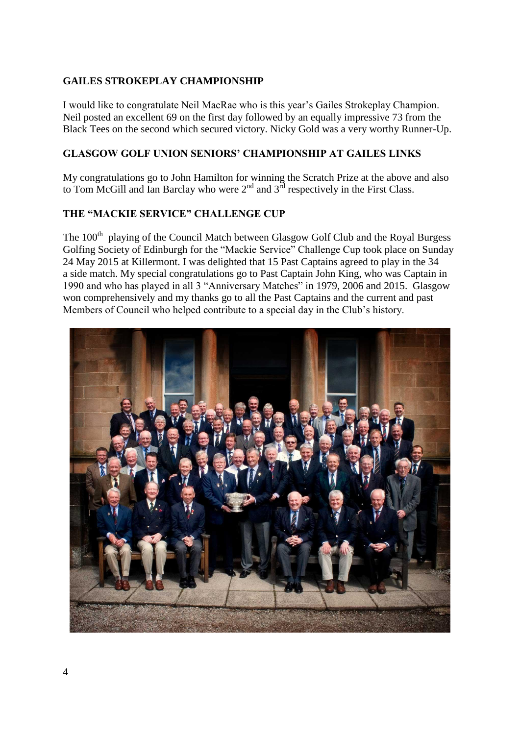## GAILES STROKEPLAY CHAMPIONSHIP

I would like to congratulate Neil MacRae who is this year's Gailes Strokeplay Champion. Neil posted an excellent 69 on the first day followed by an equally impressive 73 from the Black Tees on the second which secured victory. Nicky Gold was a very worthy Runner-Up.

## GLASGOW GOLF UNION SENIORS' CHAMPIONSHIP AT GAILES LINKS

My congratulations go to John Hamilton for winning the Scratch Prize at the above and also to Tom McGill and Ian Barclay who were 2nd and 3rd respectively in the First Class.

## THE "MACKIE SERVICE" CHALLENGE CUP

The 100th playing of the Council Match between Glasgow Golf Club and the Royal Burgess Golfing Society of Edinburgh for the "Mackie Service" Challenge Cup took place on Sunday 24 May 2015 at Killermont. I was delighted that 15 Past Captains agreed to play in the 34 a side match. My special congratulations go to Past Captain John King, who was Captain in 1990 and who has played in all 3 "Anniversary Matches" in 1979, 2006 and 2015. Glasgow won comprehensively and my thanks go to all the Past Captains and the current and past Members of Council who helped contribute to a special day in the Club's history.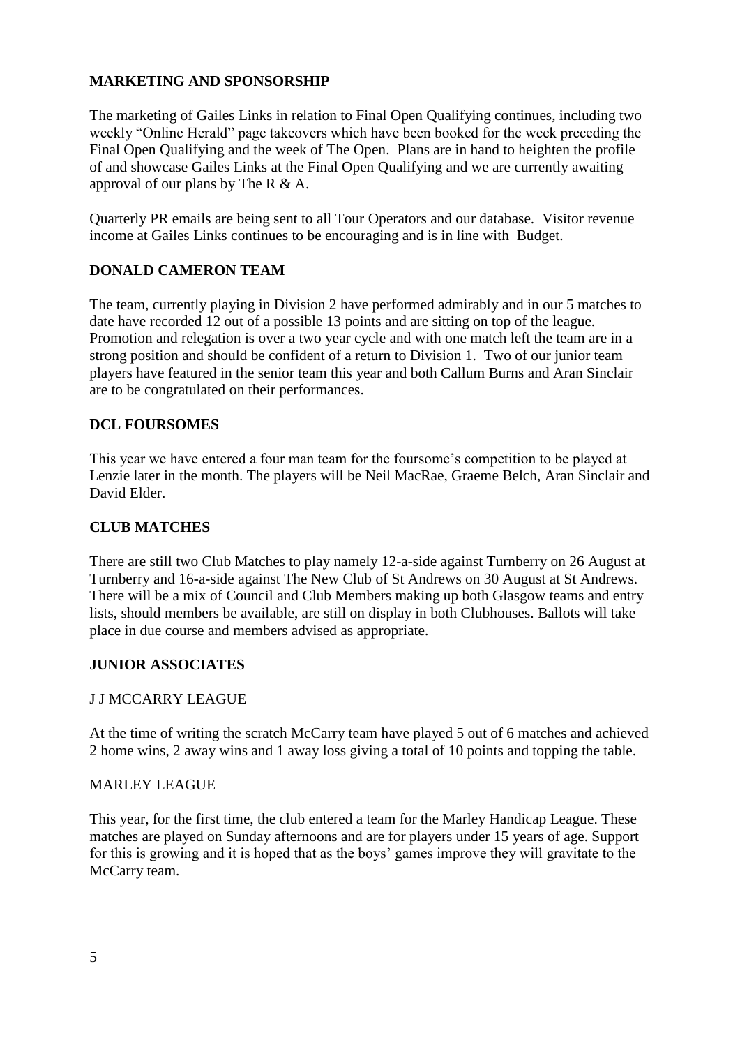## MARKETING AND SPONSORSHIP

The marketing of Gailes Links in relation to Final Open Qualifying continues, including two weekly "Online Herald" page takeovers which have been booked for the week preceding the Final Open Qualifying and the week of The Open. Plans are in hand to heighten the profile of and showcase Gailes Links at the Final Open Qualifying and we are currently awaiting approval of our plans by The R & A.

Quarterly PR emails are being sent to all Tour Operators and our database. Visitor revenue income at Gailes Links continues to be encouraging and is in line with Budget.

## DONALD CAMERON TEAM

The team, currently playing in Division 2 have performed admirably and in our 5 matches to date have recorded 12 out of a possible 13 points and are sitting on top of the league. Promotion and relegation is over a two year cycle and with one match left the team are in a strong position and should be confident of a return to Division 1. Two of our junior team players have featured in the senior team this year and both Callum Burns and Aran Sinclair are to be congratulated on their performances.

## DCL FOURSOMES

This year we have entered a four man team for the foursome's competition to be played at Lenzie later in the month. The players will be Neil MacRae, Graeme Belch, Aran Sinclair and David Elder.

## CLUB MATCHES

There are still two Club Matches to play namely 12-a-side against Turnberry on 26 August at Turnberry and 16-a-side against The New Club of St Andrews on 30 August at St Andrews. There will be a mix of Council and Club Members making up both Glasgow teams and entry lists, should members be available, are still on display in both Clubhouses. Ballots will take place in due course and members advised as appropriate.

## JUNIOR ASSOCIATES

### J J MCCARRY LEAGUE

At the time of writing the scratch McCarry team have played 5 out of 6 matches and achieved 2 home wins, 2 away wins and 1 away loss giving a total of 10 points and topping the table.

### MARLEY LEAGUE

This year, for the first time, the club entered a team for the Marley Handicap League. These matches are played on Sunday afternoons and are for players under 15 years of age. Support for this is growing and it is hoped that as the boys' games improve they will gravitate to the McCarry team.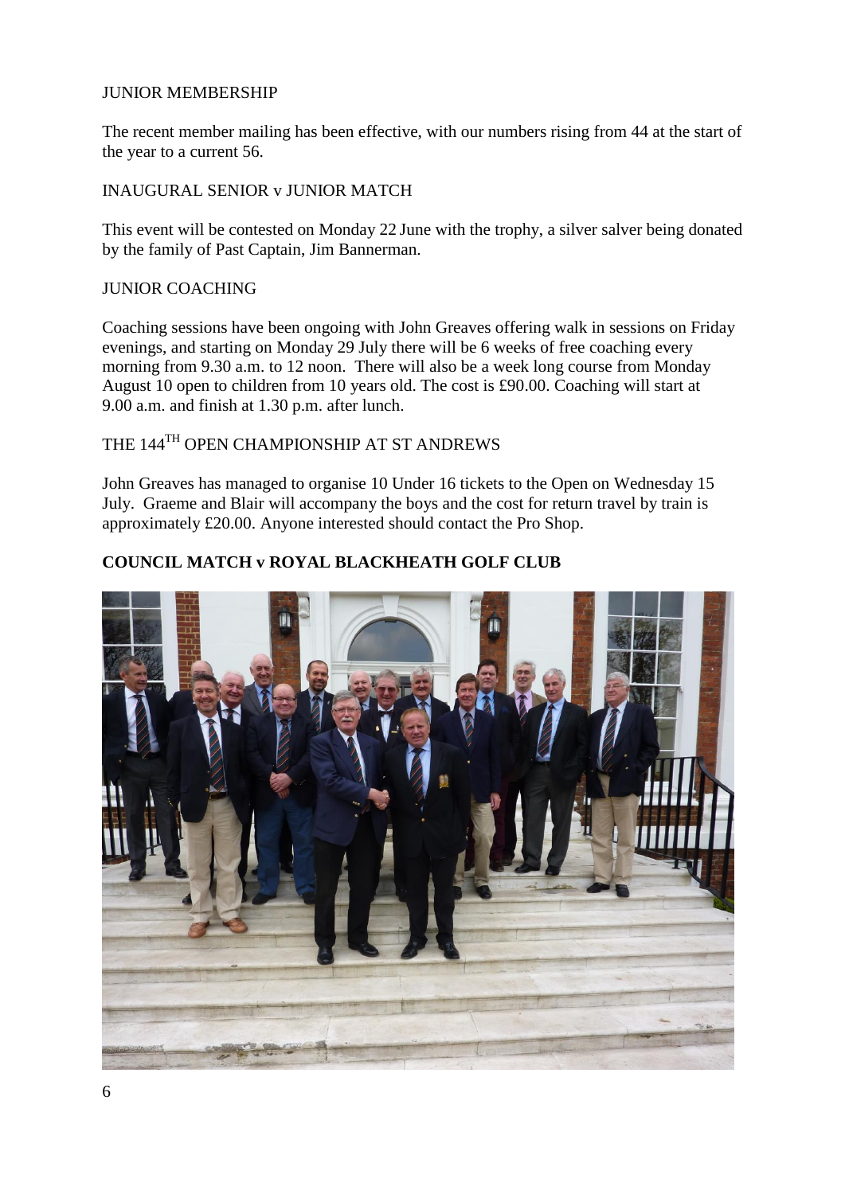JUNIOR MEMBERSHIP

The recent member mailing has been effective, with our numbers rising from 44 at the start of the year to a current 56.

INAUGURAL SENIOR v JUNIOR MATCH

This event will be contested on Monday 22 June with the trophy, a silver salver being donated by the family of Past Captain, Jim Bannerman.

JUNIOR COACHING

Coaching sessions have been ongoing with John Greaves offering walk in sessions on Friday evenings, and starting on Monday 29 July there will be 6 weeks of free coaching every morning from 9.30 a.m. to 12 noon. There will also be a week long course from Monday August 10 open to children from 10 years old. The cost is £90.00. Coaching will start at 9.00 a.m. and finish at 1.30 p.m. after lunch.

THE 144TH OPEN CHAMPIONSHIP AT ST ANDREWS

John Greaves has managed to organise 10 Under 16 tickets to the Open on Wednesday 15 July. Graeme and Blair will accompany the boys and the cost for return travel by train is approximately £20.00. Anyone interested should contact the Pro Shop.

**COUNCIL MATCH v ROYAL BLACKHEATH GOLF CLUB**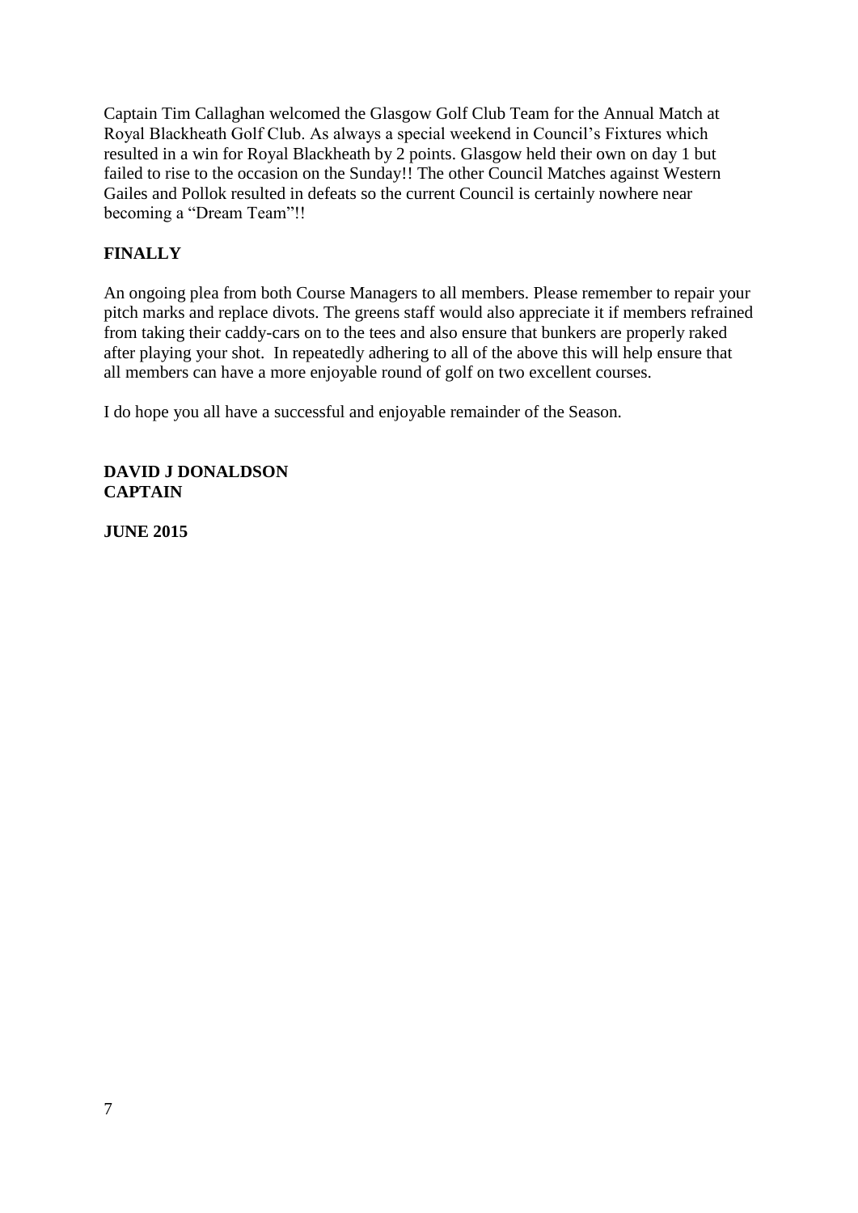Captain Tim Callaghan welcomed the Glasgow Golf Club Team for the Annual Match at Royal Blackheath Golf Club. As always a special weekend in Council's Fixtures which resulted in a win for Royal Blackheath by 2 points. Glasgow held their own on day 1 but failed to rise to the occasion on the Sunday!! The other Council Matches against Western Gailes and Pollok resulted in defeats so the current Council is certainly nowhere near becoming a "Dream Team"!!

**FINALLY**

An ongoing plea from both Course Managers to all members. Please remember to repair your pitch marks and replace divots. The greens staff would also appreciate it if members refrained from taking their caddy-cars on to the tees and also ensure that bunkers are properly raked after playing your shot. In repeatedly adhering to all of the above this will help ensure that all members can have a more enjoyable round of golf on two excellent courses.

I do hope you all have a successful and enjoyable remainder of the Season.

**DAVID J DONALDSON**
**CAPTAIN**

**JUNE 2015**